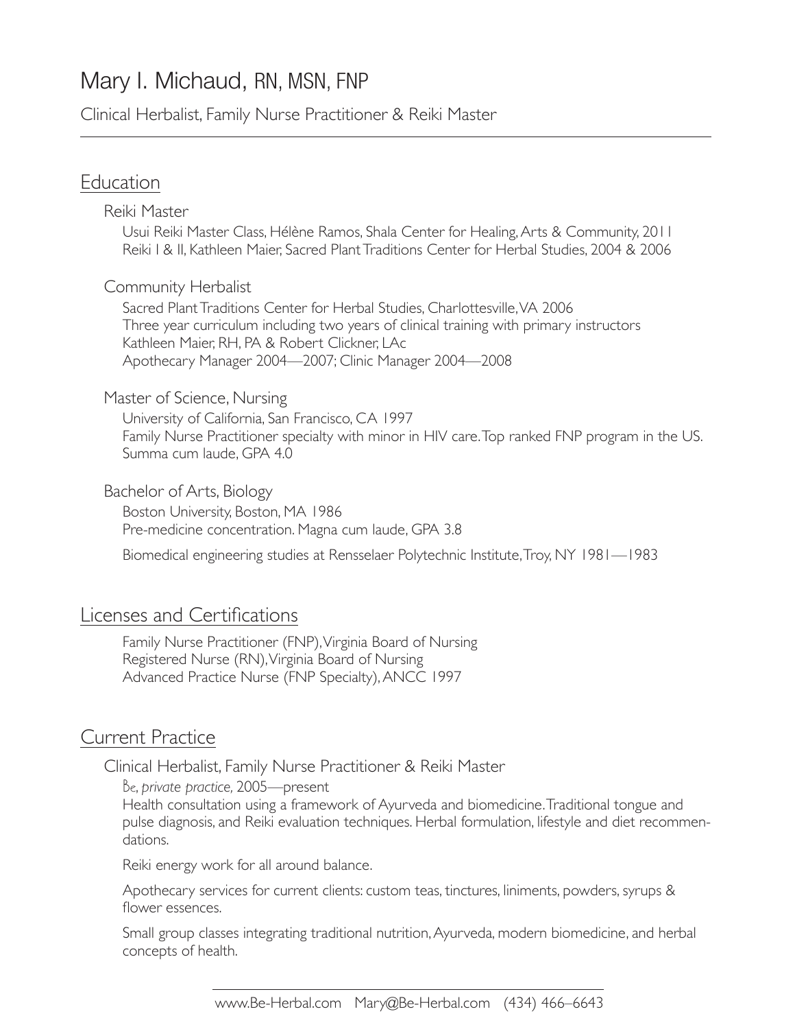# Mary I. Michaud, RN, MSN, FNP

Clinical Herbalist, Family Nurse Practitioner & Reiki Master

## Education

### Reiki Master

Usui Reiki Master Class, Hélène Ramos, Shala Center for Healing, Arts & Community, 2011
Reiki I & II, Kathleen Maier, Sacred Plant Traditions Center for Herbal Studies, 2004 & 2006

### Community Herbalist

Sacred Plant Traditions Center for Herbal Studies, Charlottesville, VA 2006
Three year curriculum including two years of clinical training with primary instructors Kathleen Maier, RH, PA & Robert Clickner, LAc
Apothecary Manager 2004—2007; Clinic Manager 2004—2008

### Master of Science, Nursing

University of California, San Francisco, CA 1997
Family Nurse Practitioner specialty with minor in HIV care. Top ranked FNP program in the US.
Summa cum laude, GPA 4.0

### Bachelor of Arts, Biology

Boston University, Boston, MA 1986
Pre-medicine concentration. Magna cum laude, GPA 3.8

Biomedical engineering studies at Rensselaer Polytechnic Institute, Troy, NY 1981—1983

## Licenses and Certifications

Family Nurse Practitioner (FNP), Virginia Board of Nursing
Registered Nurse (RN), Virginia Board of Nursing
Advanced Practice Nurse (FNP Specialty), ANCC 1997

## Current Practice

### Clinical Herbalist, Family Nurse Practitioner & Reiki Master

*Be, private practice,* 2005—present

Health consultation using a framework of Ayurveda and biomedicine. Traditional tongue and pulse diagnosis, and Reiki evaluation techniques. Herbal formulation, lifestyle and diet recommendations.

Reiki energy work for all around balance.

Apothecary services for current clients: custom teas, tinctures, liniments, powders, syrups & flower essences.

Small group classes integrating traditional nutrition, Ayurveda, modern biomedicine, and herbal concepts of health.

www.Be-Herbal.com Mary@Be-Herbal.com (434) 466–6643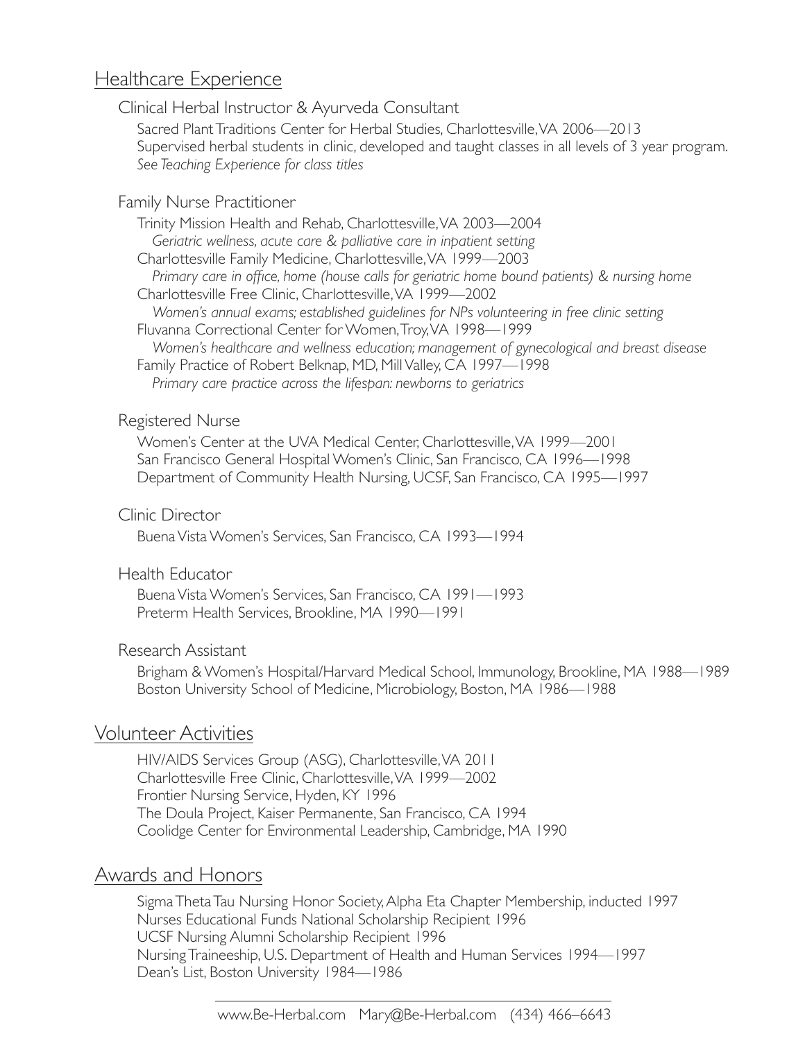## Healthcare Experience

### Clinical Herbal Instructor & Ayurveda Consultant

Sacred Plant Traditions Center for Herbal Studies, Charlottesville, VA 2006—2013
Supervised herbal students in clinic, developed and taught classes in all levels of 3 year program.
*See Teaching Experience for class titles*

### Family Nurse Practitioner

Trinity Mission Health and Rehab, Charlottesville, VA 2003—2004
*Geriatric wellness, acute care & palliative care in inpatient setting*
Charlottesville Family Medicine, Charlottesville, VA 1999—2003
*Primary care in office, home (house calls for geriatric home bound patients) & nursing home*
Charlottesville Free Clinic, Charlottesville, VA 1999—2002
*Women's annual exams; established guidelines for NPs volunteering in free clinic setting*
Fluvanna Correctional Center for Women, Troy, VA 1998—1999
*Women's healthcare and wellness education; management of gynecological and breast disease*
Family Practice of Robert Belknap, MD, Mill Valley, CA 1997—1998
*Primary care practice across the lifespan: newborns to geriatrics*

### Registered Nurse

Women's Center at the UVA Medical Center, Charlottesville, VA 1999—2001
San Francisco General Hospital Women's Clinic, San Francisco, CA 1996—1998
Department of Community Health Nursing, UCSF, San Francisco, CA 1995—1997

### Clinic Director

Buena Vista Women's Services, San Francisco, CA 1993—1994

### Health Educator

Buena Vista Women's Services, San Francisco, CA 1991—1993
Preterm Health Services, Brookline, MA 1990—1991

### Research Assistant

Brigham & Women's Hospital/Harvard Medical School, Immunology, Brookline, MA 1988—1989
Boston University School of Medicine, Microbiology, Boston, MA 1986—1988

## Volunteer Activities

HIV/AIDS Services Group (ASG), Charlottesville, VA 2011
Charlottesville Free Clinic, Charlottesville, VA 1999—2002
Frontier Nursing Service, Hyden, KY 1996
The Doula Project, Kaiser Permanente, San Francisco, CA 1994
Coolidge Center for Environmental Leadership, Cambridge, MA 1990

## Awards and Honors

Sigma Theta Tau Nursing Honor Society, Alpha Eta Chapter Membership, inducted 1997
Nurses Educational Funds National Scholarship Recipient 1996
UCSF Nursing Alumni Scholarship Recipient 1996
Nursing Traineeship, U.S. Department of Health and Human Services 1994—1997
Dean's List, Boston University 1984—1986

www.Be-Herbal.com Mary@Be-Herbal.com (434) 466–6643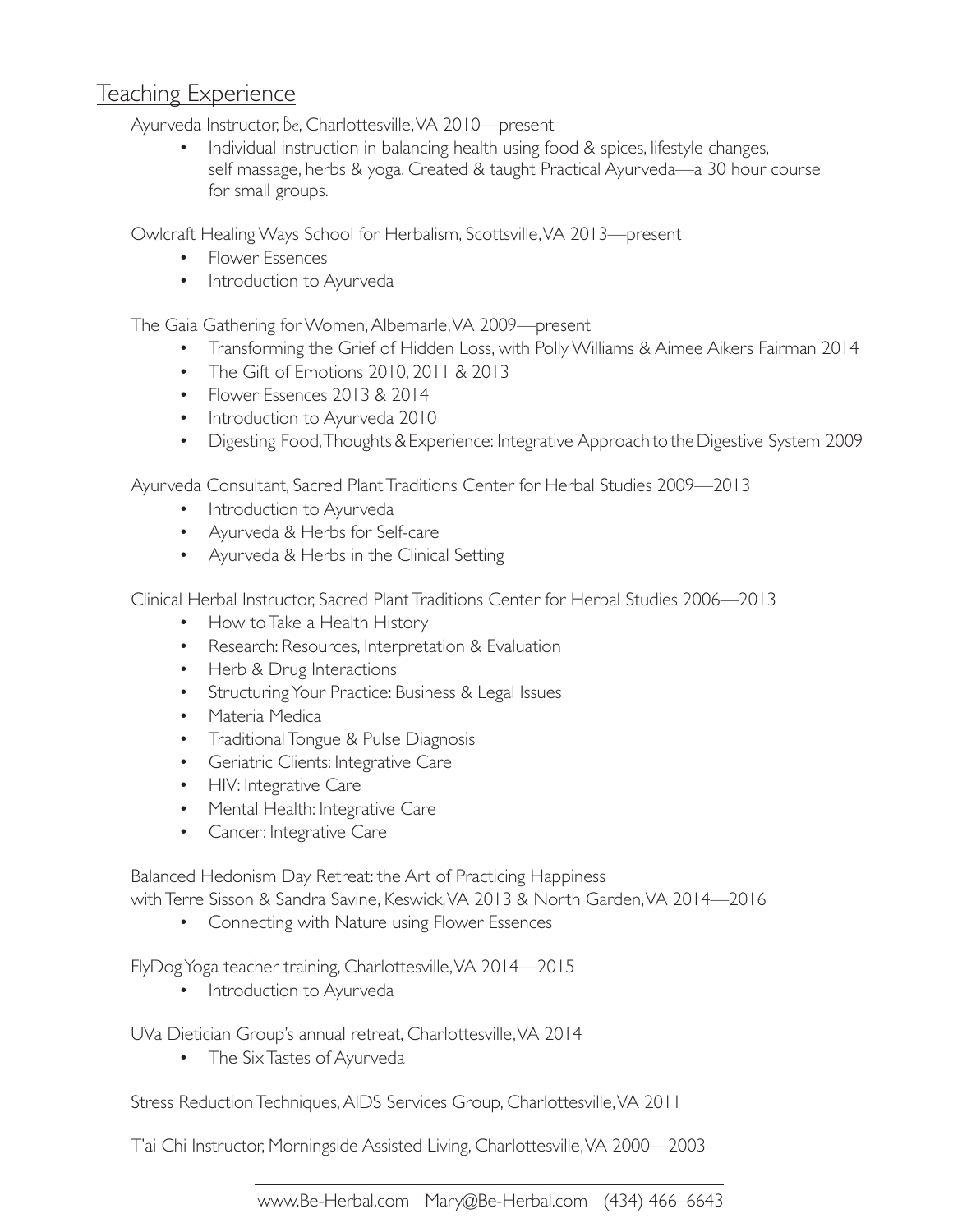## Teaching Experience

Ayurveda Instructor, Be, Charlottesville, VA 2010—present

- Individual instruction in balancing health using food & spices, lifestyle changes, self massage, herbs & yoga. Created & taught Practical Ayurveda—a 30 hour course for small groups.

Owlcraft Healing Ways School for Herbalism, Scottsville, VA 2013—present

- Flower Essences
- Introduction to Ayurveda

The Gaia Gathering for Women, Albemarle, VA 2009—present

- Transforming the Grief of Hidden Loss, with Polly Williams & Aimee Aikers Fairman 2014
- The Gift of Emotions 2010, 2011 & 2013
- Flower Essences 2013 & 2014
- Introduction to Ayurveda 2010
- Digesting Food, Thoughts & Experience: Integrative Approach to the Digestive System 2009

Ayurveda Consultant, Sacred Plant Traditions Center for Herbal Studies 2009—2013

- Introduction to Ayurveda
- Ayurveda & Herbs for Self-care
- Ayurveda & Herbs in the Clinical Setting

Clinical Herbal Instructor, Sacred Plant Traditions Center for Herbal Studies 2006—2013

- How to Take a Health History
- Research: Resources, Interpretation & Evaluation
- Herb & Drug Interactions
- Structuring Your Practice: Business & Legal Issues
- Materia Medica
- Traditional Tongue & Pulse Diagnosis
- Geriatric Clients: Integrative Care
- HIV: Integrative Care
- Mental Health: Integrative Care
- Cancer: Integrative Care

Balanced Hedonism Day Retreat: the Art of Practicing Happiness
with Terre Sisson & Sandra Savine, Keswick, VA 2013 & North Garden, VA 2014—2016

- Connecting with Nature using Flower Essences

FlyDog Yoga teacher training, Charlottesville, VA 2014—2015

- Introduction to Ayurveda

UVa Dietician Group's annual retreat, Charlottesville, VA 2014

- The Six Tastes of Ayurveda

Stress Reduction Techniques, AIDS Services Group, Charlottesville, VA 2011

T'ai Chi Instructor, Morningside Assisted Living, Charlottesville, VA 2000—2003

www.Be-Herbal.com Mary@Be-Herbal.com (434) 466–6643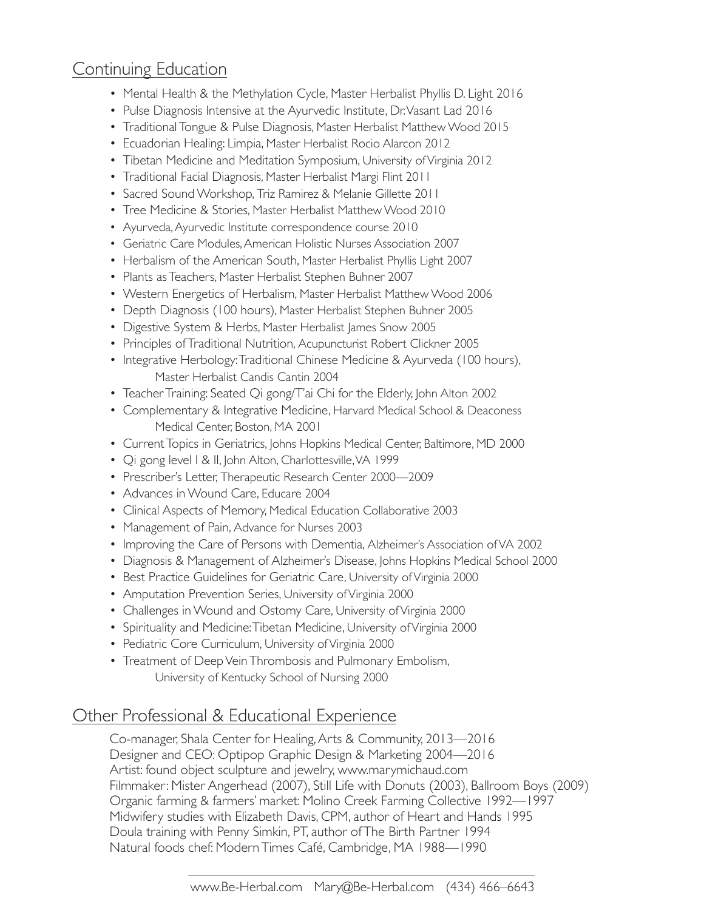## Continuing Education

- Mental Health & the Methylation Cycle, Master Herbalist Phyllis D. Light 2016
- Pulse Diagnosis Intensive at the Ayurvedic Institute, Dr. Vasant Lad 2016
- Traditional Tongue & Pulse Diagnosis, Master Herbalist Matthew Wood 2015
- Ecuadorian Healing: Limpia, Master Herbalist Rocio Alarcon 2012
- Tibetan Medicine and Meditation Symposium, University of Virginia 2012
- Traditional Facial Diagnosis, Master Herbalist Margi Flint 2011
- Sacred Sound Workshop, Triz Ramirez & Melanie Gillette 2011
- Tree Medicine & Stories, Master Herbalist Matthew Wood 2010
- Ayurveda, Ayurvedic Institute correspondence course 2010
- Geriatric Care Modules, American Holistic Nurses Association 2007
- Herbalism of the American South, Master Herbalist Phyllis Light 2007
- Plants as Teachers, Master Herbalist Stephen Buhner 2007
- Western Energetics of Herbalism, Master Herbalist Matthew Wood 2006
- Depth Diagnosis (100 hours), Master Herbalist Stephen Buhner 2005
- Digestive System & Herbs, Master Herbalist James Snow 2005
- Principles of Traditional Nutrition, Acupuncturist Robert Clickner 2005
- Integrative Herbology: Traditional Chinese Medicine & Ayurveda (100 hours), Master Herbalist Candis Cantin 2004
- Teacher Training: Seated Qi gong/T'ai Chi for the Elderly, John Alton 2002
- Complementary & Integrative Medicine, Harvard Medical School & Deaconess Medical Center, Boston, MA 2001
- Current Topics in Geriatrics, Johns Hopkins Medical Center, Baltimore, MD 2000
- Qi gong level I & II, John Alton, Charlottesville, VA 1999
- Prescriber's Letter, Therapeutic Research Center 2000—2009
- Advances in Wound Care, Educare 2004
- Clinical Aspects of Memory, Medical Education Collaborative 2003
- Management of Pain, Advance for Nurses 2003
- Improving the Care of Persons with Dementia, Alzheimer's Association of VA 2002
- Diagnosis & Management of Alzheimer's Disease, Johns Hopkins Medical School 2000
- Best Practice Guidelines for Geriatric Care, University of Virginia 2000
- Amputation Prevention Series, University of Virginia 2000
- Challenges in Wound and Ostomy Care, University of Virginia 2000
- Spirituality and Medicine: Tibetan Medicine, University of Virginia 2000
- Pediatric Core Curriculum, University of Virginia 2000
- Treatment of Deep Vein Thrombosis and Pulmonary Embolism, University of Kentucky School of Nursing 2000

## Other Professional & Educational Experience

Co-manager, Shala Center for Healing, Arts & Community, 2013—2016
Designer and CEO: Optipop Graphic Design & Marketing 2004—2016
Artist: found object sculpture and jewelry, www.marymichaud.com
Filmmaker: Mister Angerhead (2007), Still Life with Donuts (2003), Ballroom Boys (2009)
Organic farming & farmers' market: Molino Creek Farming Collective 1992—1997
Midwifery studies with Elizabeth Davis, CPM, author of Heart and Hands 1995
Doula training with Penny Simkin, PT, author of The Birth Partner 1994
Natural foods chef: Modern Times Café, Cambridge, MA 1988—1990

www.Be-Herbal.com Mary@Be-Herbal.com (434) 466–6643